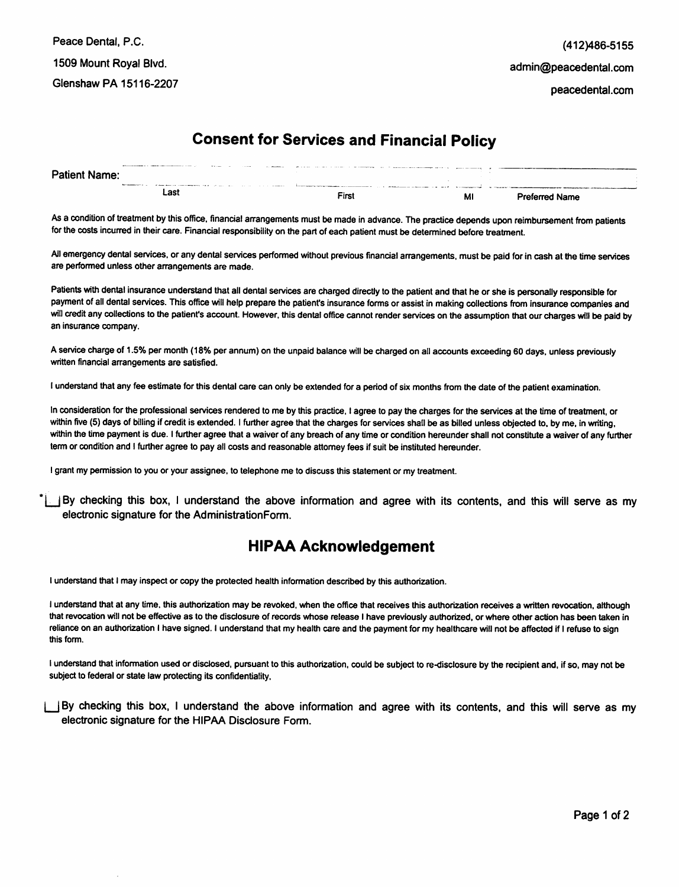Peace Dental, P.C.

1509 Mount Royal Blvd.

Glenshaw PA 15116-2207

(412)486-5155

admin@peacedental.com

peacedental.com

## Consent for Services and Financial Policy

Patient Name:

| Last | First | MI | Preferred Name |
|---|---|---|---|
| | | | |

As a condition of treatment by this office, financial arrangements must be made in advance. The practice depends upon reimbursement from patients for the costs incurred in their care. Financial responsibility on the part of each patient must be determined before treatment.

All emergency dental services, or any dental services performed without previous financial arrangements, must be paid for in cash at the time services are performed unless other arrangements are made.

Patients with dental insurance understand that all dental services are charged directly to the patient and that he or she is personally responsible for payment of all dental services. This office will help prepare the patient's insurance forms or assist in making collections from insurance companies and will credit any collections to the patient's account. However, this dental office cannot render services on the assumption that our charges will be paid by an insurance company.

A service charge of 1.5% per month (18% per annum) on the unpaid balance will be charged on all accounts exceeding 60 days, unless previously written financial arrangements are satisfied.

I understand that any fee estimate for this dental care can only be extended for a period of six months from the date of the patient examination.

In consideration for the professional services rendered to me by this practice, I agree to pay the charges for the services at the time of treatment, or within five (5) days of billing if credit is extended. I further agree that the charges for services shall be as billed unless objected to, by me, in writing, within the time payment is due. I further agree that a waiver of any breach of any time or condition hereunder shall not constitute a waiver of any further term or condition and I further agree to pay all costs and reasonable attorney fees if suit be instituted hereunder.

I grant my permission to you or your assignee, to telephone me to discuss this statement or my treatment.

*☐ By checking this box, I understand the above information and agree with its contents, and this will serve as my electronic signature for the AdministrationForm.

## HIPAA Acknowledgement

I understand that I may inspect or copy the protected health information described by this authorization.

I understand that at any time, this authorization may be revoked, when the office that receives this authorization receives a written revocation, although that revocation will not be effective as to the disclosure of records whose release I have previously authorized, or where other action has been taken in reliance on an authorization I have signed. I understand that my health care and the payment for my healthcare will not be affected if I refuse to sign this form.

I understand that information used or disclosed, pursuant to this authorization, could be subject to re-disclosure by the recipient and, if so, may not be subject to federal or state law protecting its confidentiality,

☐ By checking this box, I understand the above information and agree with its contents, and this will serve as my electronic signature for the HIPAA Disclosure Form.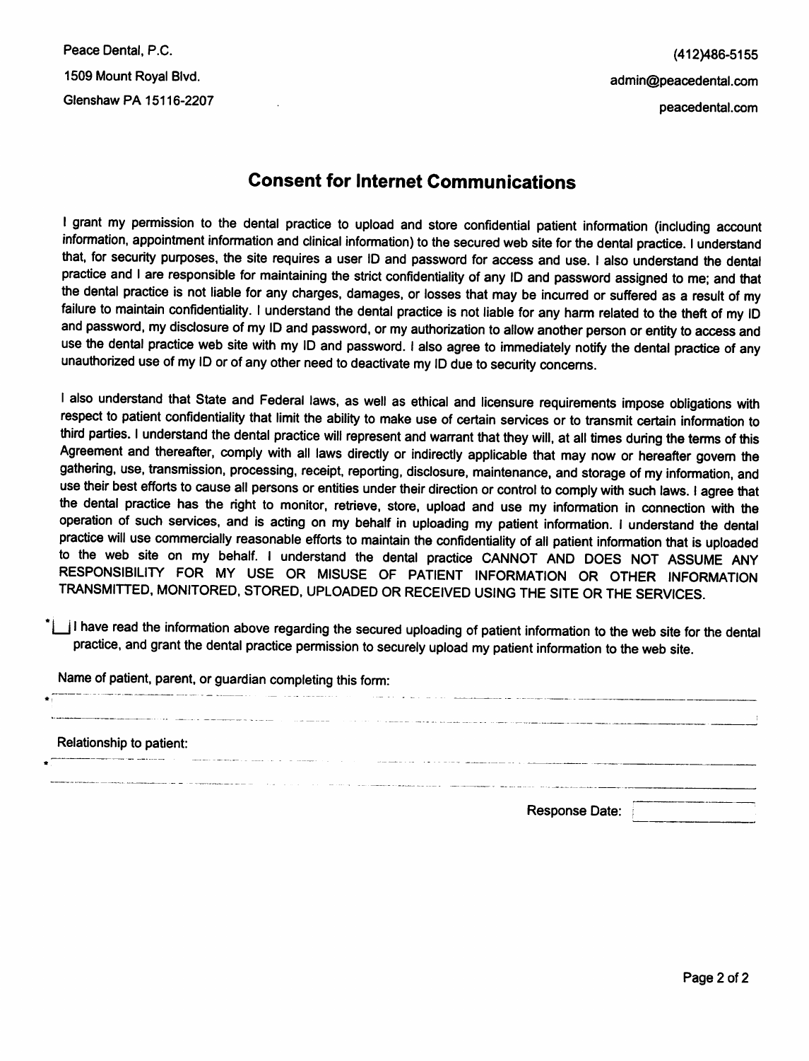Peace Dental, P.C.
1509 Mount Royal Blvd.
Glenshaw PA 15116-2207

(412)486-5155
admin@peacedental.com
peacedental.com

## Consent for Internet Communications

I grant my permission to the dental practice to upload and store confidential patient information (including account information, appointment information and clinical information) to the secured web site for the dental practice. I understand that, for security purposes, the site requires a user ID and password for access and use. I also understand the dental practice and I are responsible for maintaining the strict confidentiality of any ID and password assigned to me; and that the dental practice is not liable for any charges, damages, or losses that may be incurred or suffered as a result of my failure to maintain confidentiality. I understand the dental practice is not liable for any harm related to the theft of my ID and password, my disclosure of my ID and password, or my authorization to allow another person or entity to access and use the dental practice web site with my ID and password. I also agree to immediately notify the dental practice of any unauthorized use of my ID or of any other need to deactivate my ID due to security concerns.

I also understand that State and Federal laws, as well as ethical and licensure requirements impose obligations with respect to patient confidentiality that limit the ability to make use of certain services or to transmit certain information to third parties. I understand the dental practice will represent and warrant that they will, at all times during the terms of this Agreement and thereafter, comply with all laws directly or indirectly applicable that may now or hereafter govern the gathering, use, transmission, processing, receipt, reporting, disclosure, maintenance, and storage of my information, and use their best efforts to cause all persons or entities under their direction or control to comply with such laws. I agree that the dental practice has the right to monitor, retrieve, store, upload and use my information in connection with the operation of such services, and is acting on my behalf in uploading my patient information. I understand the dental practice will use commercially reasonable efforts to maintain the confidentiality of all patient information that is uploaded to the web site on my behalf. I understand the dental practice CANNOT AND DOES NOT ASSUME ANY RESPONSIBILITY FOR MY USE OR MISUSE OF PATIENT INFORMATION OR OTHER INFORMATION TRANSMITTED, MONITORED, STORED, UPLOADED OR RECEIVED USING THE SITE OR THE SERVICES.

* [ ] I have read the information above regarding the secured uploading of patient information to the web site for the dental practice, and grant the dental practice permission to securely upload my patient information to the web site.

Name of patient, parent, or guardian completing this form:

* ______________________________________________

Relationship to patient:

* ______________________________________________

Response Date: ____________